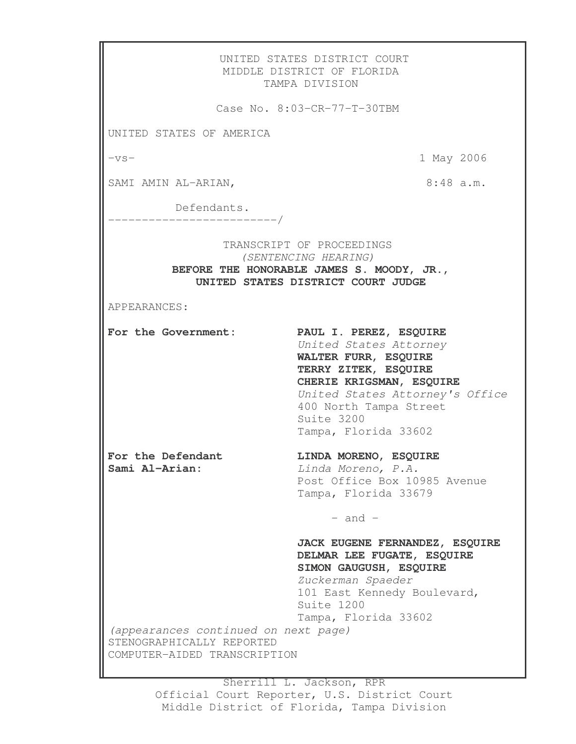UNITED STATES DISTRICT COURT
MIDDLE DISTRICT OF FLORIDA
TAMPA DIVISION

Case No. 8:03-CR-77-T-30TBM

UNITED STATES OF AMERICA

-vs- 1 May 2006

SAMI AMIN AL-ARIAN, 8:48 a.m.

Defendants.
_________________________/

TRANSCRIPT OF PROCEEDINGS
*(SENTENCING HEARING)*
**BEFORE THE HONORABLE JAMES S. MOODY, JR.,**
**UNITED STATES DISTRICT COURT JUDGE**

APPEARANCES:

| | |
|---|---|
| **For the Government:** | **PAUL I. PEREZ, ESQUIRE**<br>*United States Attorney*<br>**WALTER FURR, ESQUIRE**<br>**TERRY ZITEK, ESQUIRE**<br>**CHERIE KRIGSMAN, ESQUIRE**<br>*United States Attorney's Office*<br>400 North Tampa Street<br>Suite 3200<br>Tampa, Florida 33602 |
| **For the Defendant Sami Al-Arian:** | **LINDA MORENO, ESQUIRE**<br>*Linda Moreno, P.A.*<br>Post Office Box 10985 Avenue<br>Tampa, Florida 33679<br><br>- and -<br><br>**JACK EUGENE FERNANDEZ, ESQUIRE**<br>**DELMAR LEE FUGATE, ESQUIRE**<br>**SIMON GAUGUSH, ESQUIRE**<br>*Zuckerman Spaeder*<br>101 East Kennedy Boulevard,<br>Suite 1200<br>Tampa, Florida 33602 |

*(appearances continued on next page)*

STENOGRAPHICALLY REPORTED
COMPUTER-AIDED TRANSCRIPTION

Sherrill L. Jackson, RPR
Official Court Reporter, U.S. District Court
Middle District of Florida, Tampa Division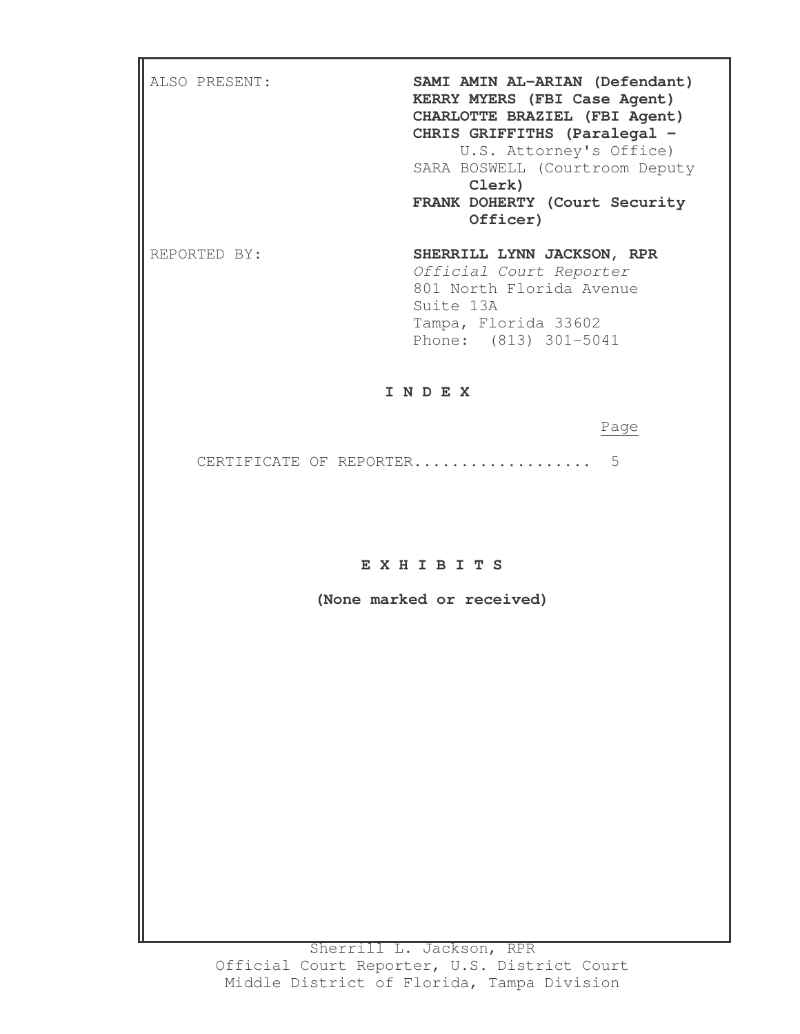ALSO PRESENT: **SAMI AMIN AL-ARIAN (Defendant)**
**KERRY MYERS (FBI Case Agent)**
**CHARLOTTE BRAZIEL (FBI Agent)**
**CHRIS GRIFFITHS (Paralegal - U.S. Attorney's Office)**
SARA BOSWELL (Courtroom Deputy **Clerk)**
**FRANK DOHERTY (Court Security Officer)**

REPORTED BY: **SHERRILL LYNN JACKSON, RPR**
*Official Court Reporter*
801 North Florida Avenue
Suite 13A
Tampa, Florida 33602
Phone: (813) 301-5041

**I N D E X**

| | Page |
|---|---|
| CERTIFICATE OF REPORTER.................. | 5 |

**E X H I B I T S**

**(None marked or received)**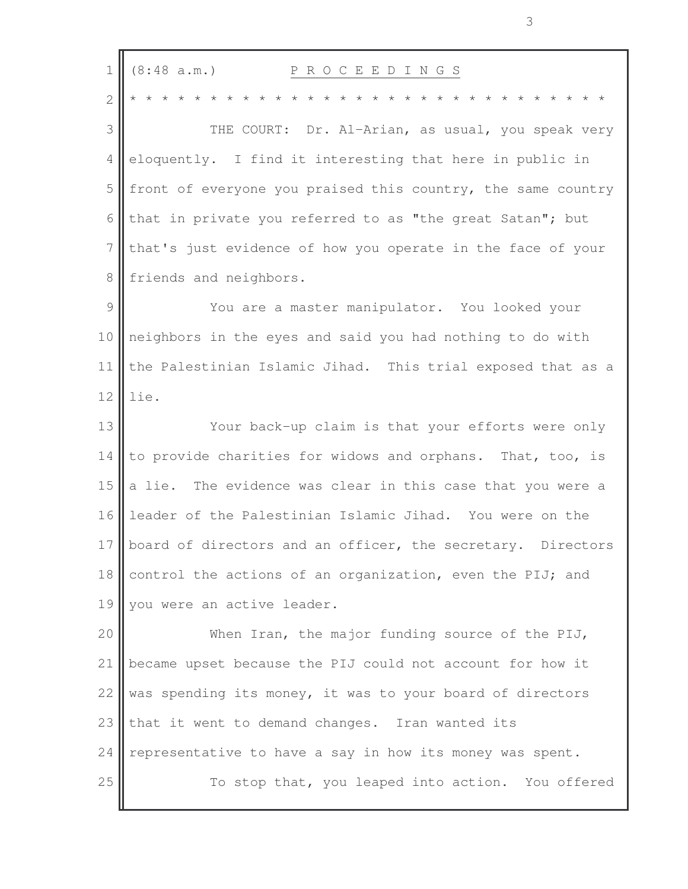(8:48 a.m.) P R O C E E D I N G S

* * * * * * * * * * * * * * * * * * * * * * * * * * * * * * *

THE COURT: Dr. Al-Arian, as usual, you speak very eloquently. I find it interesting that here in public in front of everyone you praised this country, the same country that in private you referred to as "the great Satan"; but that's just evidence of how you operate in the face of your friends and neighbors.

You are a master manipulator. You looked your neighbors in the eyes and said you had nothing to do with the Palestinian Islamic Jihad. This trial exposed that as a lie.

Your back-up claim is that your efforts were only to provide charities for widows and orphans. That, too, is a lie. The evidence was clear in this case that you were a leader of the Palestinian Islamic Jihad. You were on the board of directors and an officer, the secretary. Directors control the actions of an organization, even the PIJ; and you were an active leader.

When Iran, the major funding source of the PIJ, became upset because the PIJ could not account for how it was spending its money, it was to your board of directors that it went to demand changes. Iran wanted its representative to have a say in how its money was spent.

To stop that, you leaped into action. You offered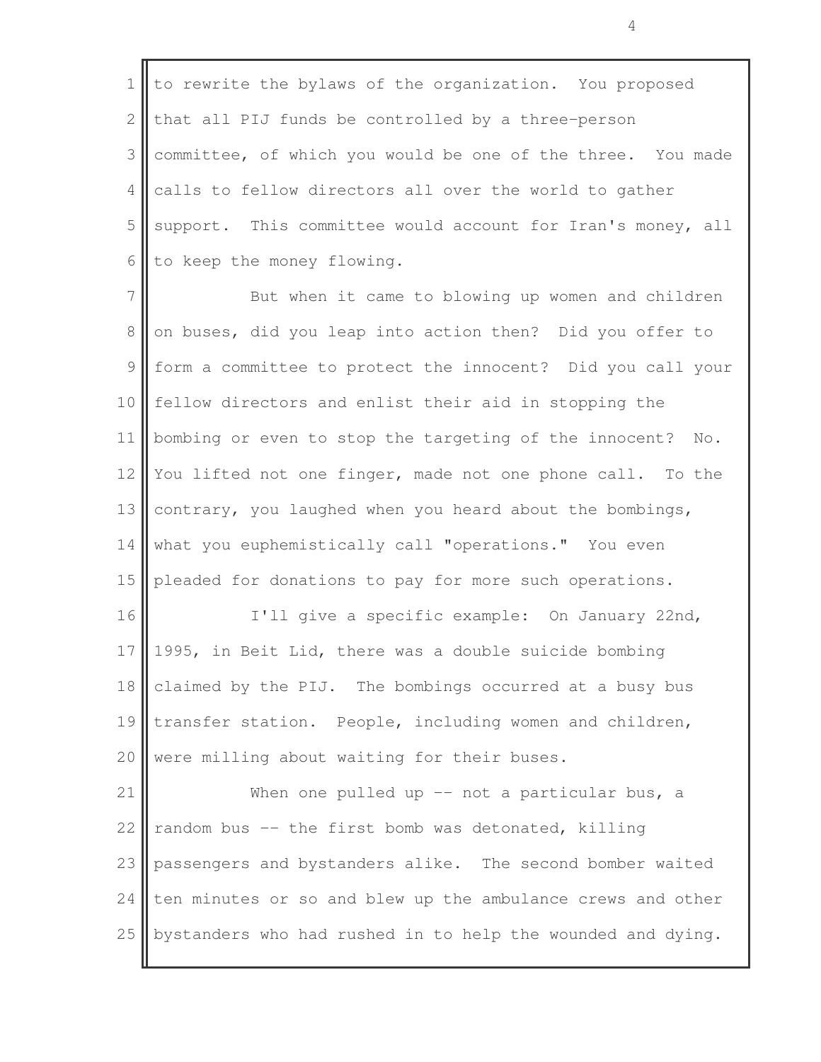to rewrite the bylaws of the organization. You proposed that all PIJ funds be controlled by a three-person committee, of which you would be one of the three. You made calls to fellow directors all over the world to gather support. This committee would account for Iran's money, all to keep the money flowing.

But when it came to blowing up women and children on buses, did you leap into action then? Did you offer to form a committee to protect the innocent? Did you call your fellow directors and enlist their aid in stopping the bombing or even to stop the targeting of the innocent? No. You lifted not one finger, made not one phone call. To the contrary, you laughed when you heard about the bombings, what you euphemistically call "operations." You even pleaded for donations to pay for more such operations.

I'll give a specific example: On January 22nd, 1995, in Beit Lid, there was a double suicide bombing claimed by the PIJ. The bombings occurred at a busy bus transfer station. People, including women and children, were milling about waiting for their buses.

When one pulled up -- not a particular bus, a random bus -- the first bomb was detonated, killing passengers and bystanders alike. The second bomber waited ten minutes or so and blew up the ambulance crews and other bystanders who had rushed in to help the wounded and dying.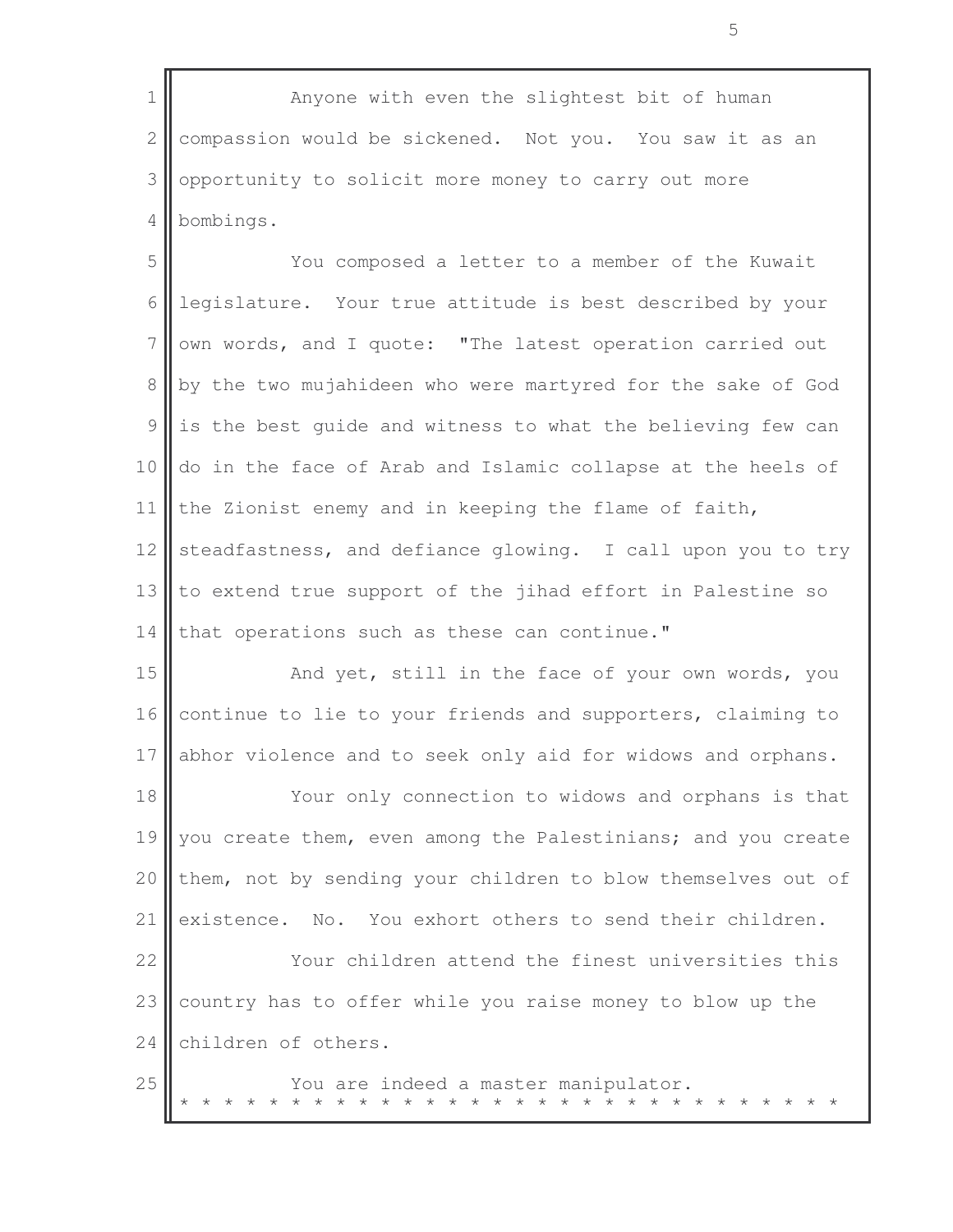Anyone with even the slightest bit of human compassion would be sickened. Not you. You saw it as an opportunity to solicit more money to carry out more bombings.

You composed a letter to a member of the Kuwait legislature. Your true attitude is best described by your own words, and I quote: "The latest operation carried out by the two mujahideen who were martyred for the sake of God is the best guide and witness to what the believing few can do in the face of Arab and Islamic collapse at the heels of the Zionist enemy and in keeping the flame of faith, steadfastness, and defiance glowing. I call upon you to try to extend true support of the jihad effort in Palestine so that operations such as these can continue."

And yet, still in the face of your own words, you continue to lie to your friends and supporters, claiming to abhor violence and to seek only aid for widows and orphans.

Your only connection to widows and orphans is that you create them, even among the Palestinians; and you create them, not by sending your children to blow themselves out of existence. No. You exhort others to send their children.

Your children attend the finest universities this country has to offer while you raise money to blow up the children of others.

You are indeed a master manipulator.

* * * * * * * * * * * * * * * * * * * * * * * * * * * * * *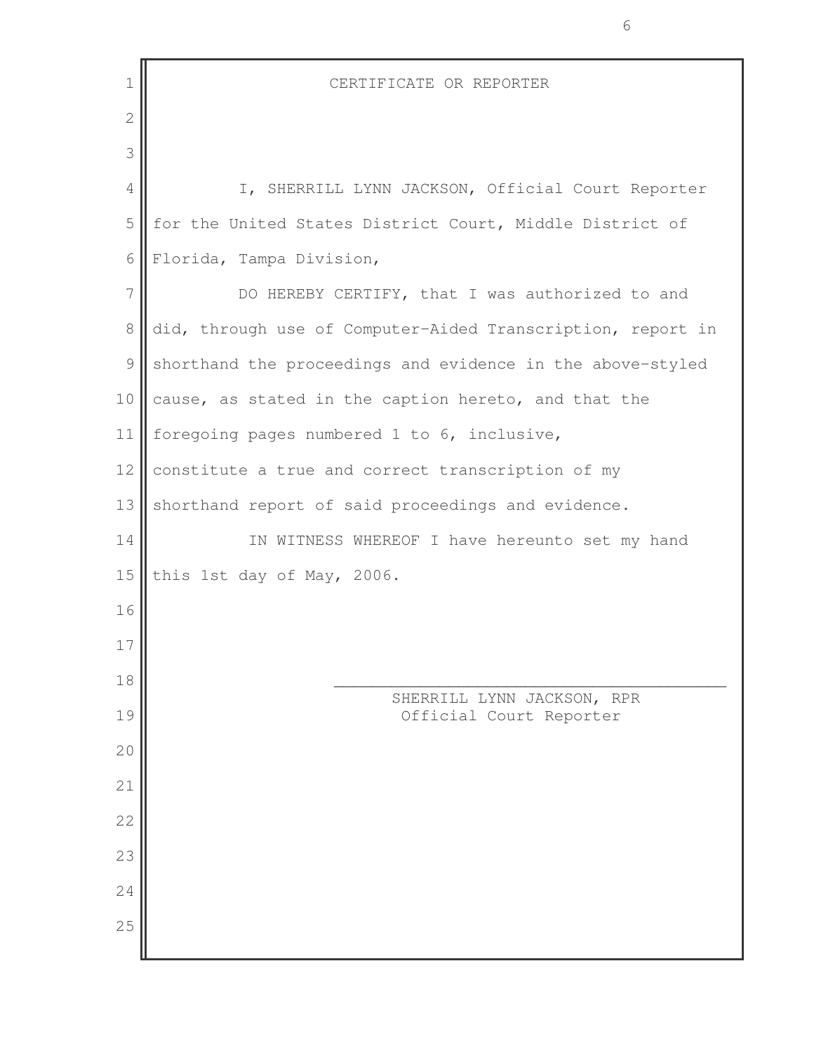# CERTIFICATE OR REPORTER

I, SHERRILL LYNN JACKSON, Official Court Reporter for the United States District Court, Middle District of Florida, Tampa Division,

DO HEREBY CERTIFY, that I was authorized to and did, through use of Computer-Aided Transcription, report in shorthand the proceedings and evidence in the above-styled cause, as stated in the caption hereto, and that the foregoing pages numbered 1 to 6, inclusive, constitute a true and correct transcription of my shorthand report of said proceedings and evidence.

IN WITNESS WHEREOF I have hereunto set my hand this 1st day of May, 2006.

\_\_\_\_\_\_\_\_\_\_\_\_\_\_\_\_\_\_\_\_\_\_\_\_\_\_\_\_\_\_\_\_\_\_\_\_\_\_\_\_\_

SHERRILL LYNN JACKSON, RPR
Official Court Reporter